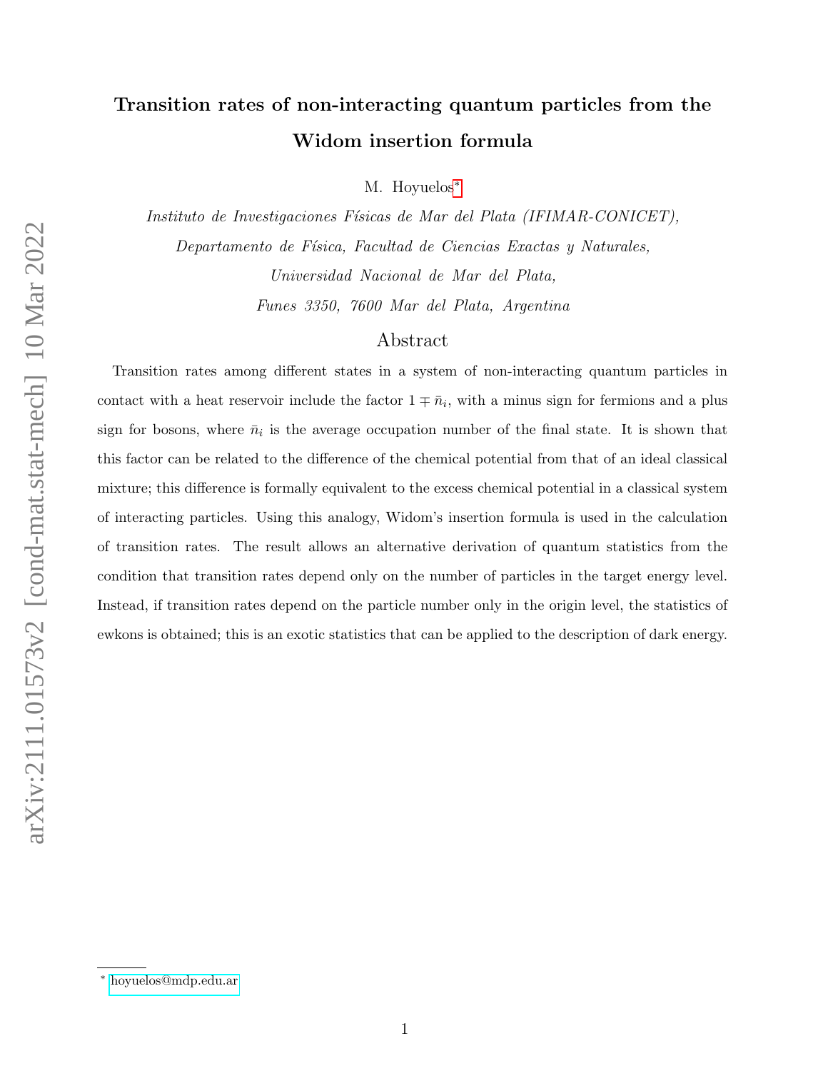# Transition rates of non-interacting quantum particles from the Widom insertion formula

M. Hoyuelos[*]

*Instituto de Investigaciones Físicas de Mar del Plata (IFIMAR-CONICET), Departamento de Física, Facultad de Ciencias Exactas y Naturales, Universidad Nacional de Mar del Plata, Funes 3350, 7600 Mar del Plata, Argentina*

## Abstract

Transition rates among different states in a system of non-interacting quantum particles in contact with a heat reservoir include the factor $1 \mp \bar{n}_i$, with a minus sign for fermions and a plus sign for bosons, where $\bar{n}_i$ is the average occupation number of the final state. It is shown that this factor can be related to the difference of the chemical potential from that of an ideal classical mixture; this difference is formally equivalent to the excess chemical potential in a classical system of interacting particles. Using this analogy, Widom's insertion formula is used in the calculation of transition rates. The result allows an alternative derivation of quantum statistics from the condition that transition rates depend only on the number of particles in the target energy level. Instead, if transition rates depend on the particle number only in the origin level, the statistics of ewkons is obtained; this is an exotic statistics that can be applied to the description of dark energy.

[*] hoyuelos@mdp.edu.ar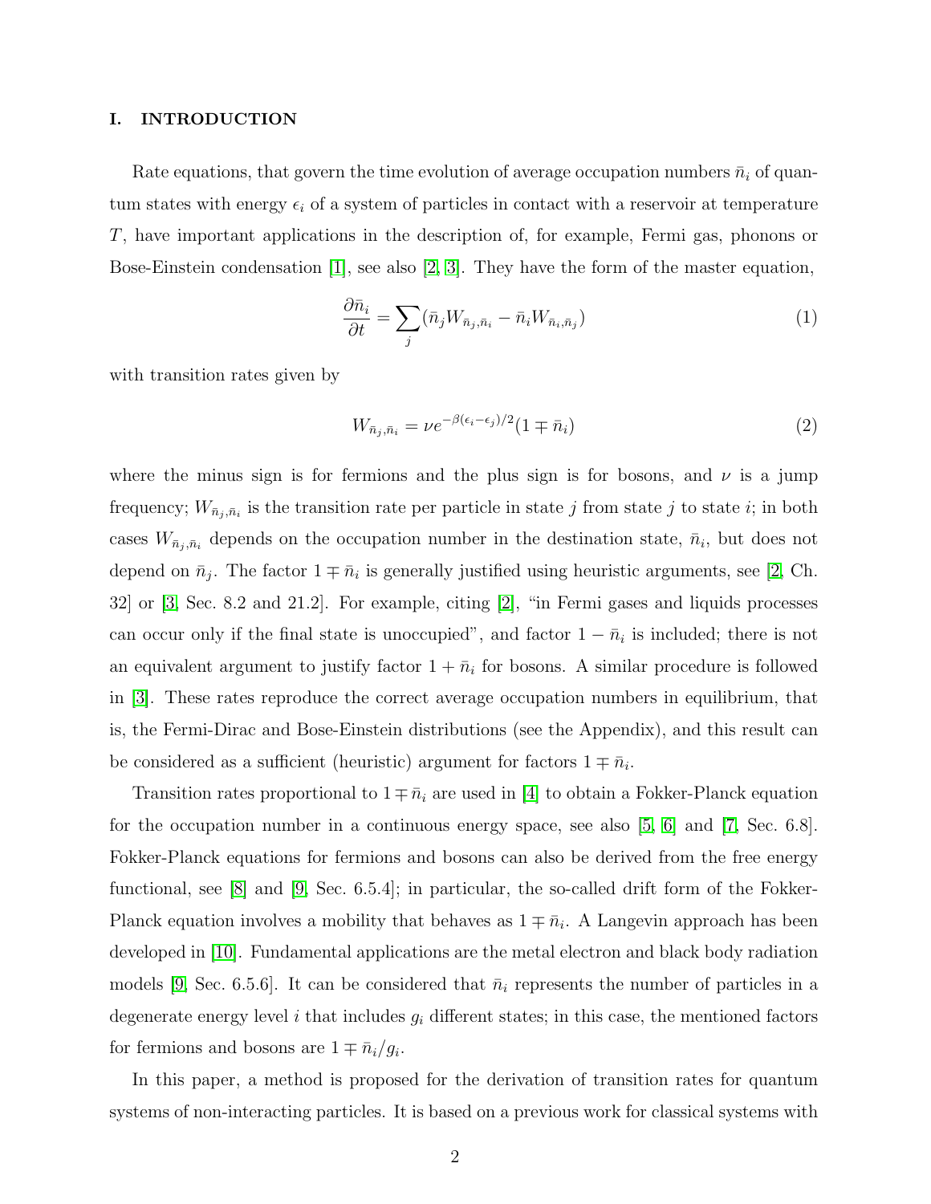## I. INTRODUCTION

Rate equations, that govern the time evolution of average occupation numbers $\bar{n}_i$ of quantum states with energy $\epsilon_i$ of a system of particles in contact with a reservoir at temperature $T$, have important applications in the description of, for example, Fermi gas, phonons or Bose-Einstein condensation [1], see also [2, 3]. They have the form of the master equation,

$$\frac{\partial \bar{n}_i}{\partial t} = \sum_j (\bar{n}_j W_{\bar{n}_j,\bar{n}_i} - \bar{n}_i W_{\bar{n}_i,\bar{n}_j}) \tag{1}$$

with transition rates given by

$$W_{\bar{n}_j,\bar{n}_i} = \nu e^{-\beta(\epsilon_i - \epsilon_j)/2}(1 \mp \bar{n}_i) \tag{2}$$

where the minus sign is for fermions and the plus sign is for bosons, and $\nu$ is a jump frequency; $W_{\bar{n}_j,\bar{n}_i}$ is the transition rate per particle in state $j$ from state $j$ to state $i$; in both cases $W_{\bar{n}_j,\bar{n}_i}$ depends on the occupation number in the destination state, $\bar{n}_i$, but does not depend on $\bar{n}_j$. The factor $1 \mp \bar{n}_i$ is generally justified using heuristic arguments, see [2, Ch. 32] or [3, Sec. 8.2 and 21.2]. For example, citing [2], "in Fermi gases and liquids processes can occur only if the final state is unoccupied", and factor $1 - \bar{n}_i$ is included; there is not an equivalent argument to justify factor $1 + \bar{n}_i$ for bosons. A similar procedure is followed in [3]. These rates reproduce the correct average occupation numbers in equilibrium, that is, the Fermi-Dirac and Bose-Einstein distributions (see the Appendix), and this result can be considered as a sufficient (heuristic) argument for factors $1 \mp \bar{n}_i$.

Transition rates proportional to $1 \mp \bar{n}_i$ are used in [4] to obtain a Fokker-Planck equation for the occupation number in a continuous energy space, see also [5, 6] and [7, Sec. 6.8]. Fokker-Planck equations for fermions and bosons can also be derived from the free energy functional, see [8] and [9, Sec. 6.5.4]; in particular, the so-called drift form of the Fokker-Planck equation involves a mobility that behaves as $1 \mp \bar{n}_i$. A Langevin approach has been developed in [10]. Fundamental applications are the metal electron and black body radiation models [9, Sec. 6.5.6]. It can be considered that $\bar{n}_i$ represents the number of particles in a degenerate energy level $i$ that includes $g_i$ different states; in this case, the mentioned factors for fermions and bosons are $1 \mp \bar{n}_i/g_i$.

In this paper, a method is proposed for the derivation of transition rates for quantum systems of non-interacting particles. It is based on a previous work for classical systems with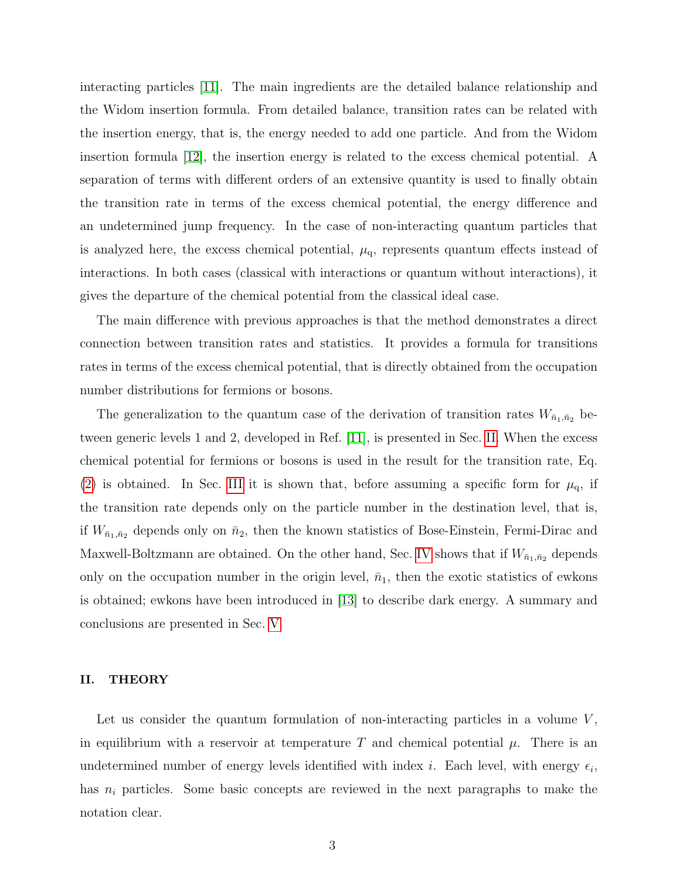interacting particles [11]. The main ingredients are the detailed balance relationship and the Widom insertion formula. From detailed balance, transition rates can be related with the insertion energy, that is, the energy needed to add one particle. And from the Widom insertion formula [12], the insertion energy is related to the excess chemical potential. A separation of terms with different orders of an extensive quantity is used to finally obtain the transition rate in terms of the excess chemical potential, the energy difference and an undetermined jump frequency. In the case of non-interacting quantum particles that is analyzed here, the excess chemical potential, $\mu_{\mathrm{q}}$, represents quantum effects instead of interactions. In both cases (classical with interactions or quantum without interactions), it gives the departure of the chemical potential from the classical ideal case.

The main difference with previous approaches is that the method demonstrates a direct connection between transition rates and statistics. It provides a formula for transitions rates in terms of the excess chemical potential, that is directly obtained from the occupation number distributions for fermions or bosons.

The generalization to the quantum case of the derivation of transition rates $W_{\bar{n}_1,\bar{n}_2}$ between generic levels 1 and 2, developed in Ref. [11], is presented in Sec. II. When the excess chemical potential for fermions or bosons is used in the result for the transition rate, Eq. (2) is obtained. In Sec. III it is shown that, before assuming a specific form for $\mu_{\mathrm{q}}$, if the transition rate depends only on the particle number in the destination level, that is, if $W_{\bar{n}_1,\bar{n}_2}$ depends only on $\bar{n}_2$, then the known statistics of Bose-Einstein, Fermi-Dirac and Maxwell-Boltzmann are obtained. On the other hand, Sec. IV shows that if $W_{\bar{n}_1,\bar{n}_2}$ depends only on the occupation number in the origin level, $\bar{n}_1$, then the exotic statistics of ewkons is obtained; ewkons have been introduced in [13] to describe dark energy. A summary and conclusions are presented in Sec. V.

## II. THEORY

Let us consider the quantum formulation of non-interacting particles in a volume $V$, in equilibrium with a reservoir at temperature $T$ and chemical potential $\mu$. There is an undetermined number of energy levels identified with index $i$. Each level, with energy $\epsilon_i$, has $n_i$ particles. Some basic concepts are reviewed in the next paragraphs to make the notation clear.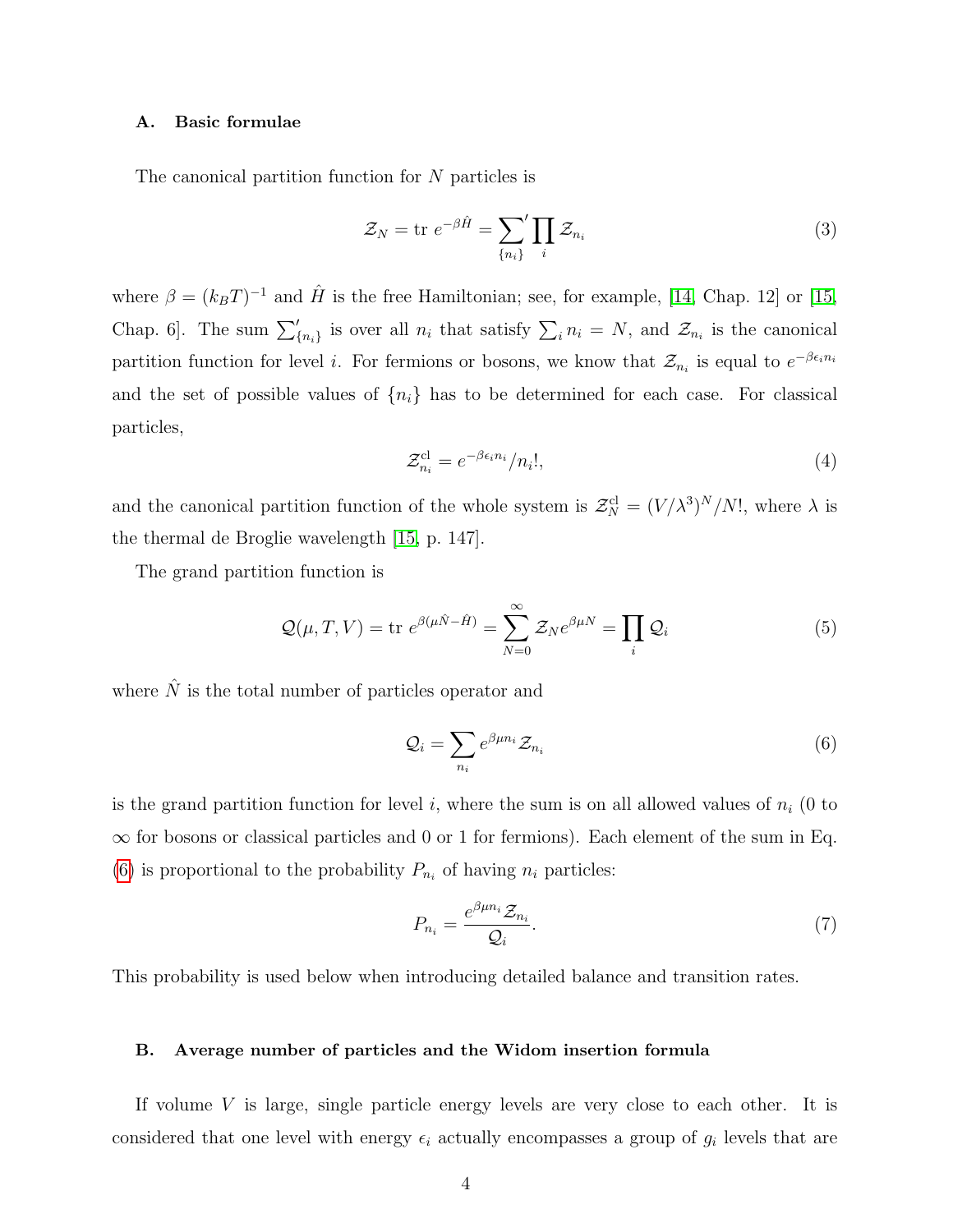### A. Basic formulae

The canonical partition function for $N$ particles is

$$\mathcal{Z}_N = \text{tr } e^{-\beta \hat{H}} = {\sum_{\{n_i\}}}' \prod_i \mathcal{Z}_{n_i} \tag{3}$$

where $\beta = (k_B T)^{-1}$ and $\hat{H}$ is the free Hamiltonian; see, for example, [14, Chap. 12] or [15, Chap. 6]. The sum $\sum'_{\{n_i\}}$ is over all $n_i$ that satisfy $\sum_i n_i = N$, and $\mathcal{Z}_{n_i}$ is the canonical partition function for level $i$. For fermions or bosons, we know that $\mathcal{Z}_{n_i}$ is equal to $e^{-\beta\epsilon_i n_i}$ and the set of possible values of $\{n_i\}$ has to be determined for each case. For classical particles,

$$\mathcal{Z}^{\text{cl}}_{n_i} = e^{-\beta\epsilon_i n_i}/n_i!, \tag{4}$$

and the canonical partition function of the whole system is $\mathcal{Z}^{\text{cl}}_N = (V/\lambda^3)^N/N!$, where $\lambda$ is the thermal de Broglie wavelength [15, p. 147].

The grand partition function is

$$\mathcal{Q}(\mu, T, V) = \text{tr } e^{\beta(\mu\hat{N} - \hat{H})} = \sum_{N=0}^{\infty} \mathcal{Z}_N e^{\beta\mu N} = \prod_i \mathcal{Q}_i \tag{5}$$

where $\hat{N}$ is the total number of particles operator and

$$\mathcal{Q}_i = \sum_{n_i} e^{\beta\mu n_i} \mathcal{Z}_{n_i} \tag{6}$$

is the grand partition function for level $i$, where the sum is on all allowed values of $n_i$ (0 to $\infty$ for bosons or classical particles and 0 or 1 for fermions). Each element of the sum in Eq. (6) is proportional to the probability $P_{n_i}$ of having $n_i$ particles:

$$P_{n_i} = \frac{e^{\beta\mu n_i} \mathcal{Z}_{n_i}}{\mathcal{Q}_i}. \tag{7}$$

This probability is used below when introducing detailed balance and transition rates.

### B. Average number of particles and the Widom insertion formula

If volume $V$ is large, single particle energy levels are very close to each other. It is considered that one level with energy $\epsilon_i$ actually encompasses a group of $g_i$ levels that are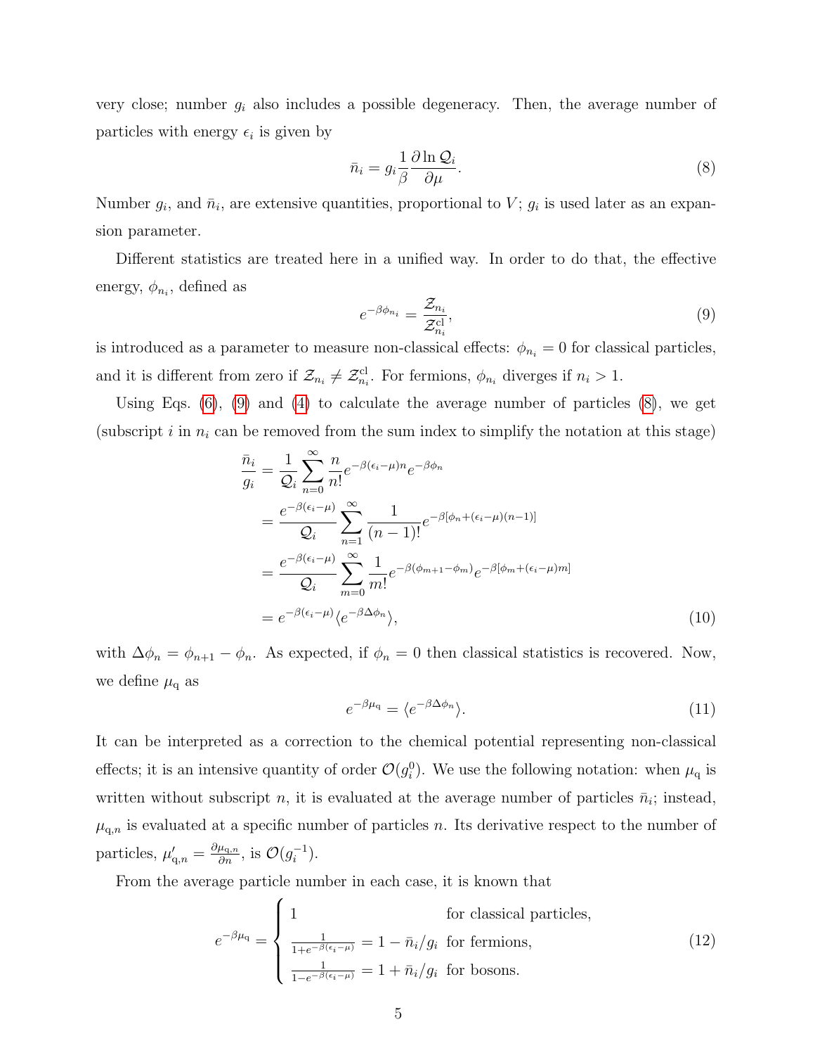very close; number $g_i$ also includes a possible degeneracy. Then, the average number of particles with energy $\epsilon_i$ is given by

$$\bar{n}_i = g_i \frac{1}{\beta} \frac{\partial \ln \mathcal{Q}_i}{\partial \mu}. \tag{8}$$

Number $g_i$, and $\bar{n}_i$, are extensive quantities, proportional to $V$; $g_i$ is used later as an expansion parameter.

Different statistics are treated here in a unified way. In order to do that, the effective energy, $\phi_{n_i}$, defined as

$$e^{-\beta \phi_{n_i}} = \frac{\mathcal{Z}_{n_i}}{\mathcal{Z}^{\rm cl}_{n_i}}, \tag{9}$$

is introduced as a parameter to measure non-classical effects: $\phi_{n_i} = 0$ for classical particles, and it is different from zero if $\mathcal{Z}_{n_i} \neq \mathcal{Z}^{\rm cl}_{n_i}$. For fermions, $\phi_{n_i}$ diverges if $n_i > 1$.

Using Eqs. (6), (9) and (4) to calculate the average number of particles (8), we get (subscript $i$ in $n_i$ can be removed from the sum index to simplify the notation at this stage)

$$\begin{aligned}
\frac{\bar{n}_i}{g_i} &= \frac{1}{\mathcal{Q}_i} \sum_{n=0}^{\infty} \frac{n}{n!} e^{-\beta(\epsilon_i - \mu)n} e^{-\beta \phi_n} \\
&= \frac{e^{-\beta(\epsilon_i - \mu)}}{\mathcal{Q}_i} \sum_{n=1}^{\infty} \frac{1}{(n-1)!} e^{-\beta[\phi_n + (\epsilon_i - \mu)(n-1)]} \\
&= \frac{e^{-\beta(\epsilon_i - \mu)}}{\mathcal{Q}_i} \sum_{m=0}^{\infty} \frac{1}{m!} e^{-\beta(\phi_{m+1} - \phi_m)} e^{-\beta[\phi_m + (\epsilon_i - \mu)m]} \\
&= e^{-\beta(\epsilon_i - \mu)} \langle e^{-\beta \Delta \phi_n} \rangle,
\end{aligned} \tag{10}$$

with $\Delta\phi_n = \phi_{n+1} - \phi_n$. As expected, if $\phi_n = 0$ then classical statistics is recovered. Now, we define $\mu_{\rm q}$ as

$$e^{-\beta \mu_{\rm q}} = \langle e^{-\beta \Delta \phi_n} \rangle. \tag{11}$$

It can be interpreted as a correction to the chemical potential representing non-classical effects; it is an intensive quantity of order $\mathcal{O}(g_i^0)$. We use the following notation: when $\mu_{\rm q}$ is written without subscript $n$, it is evaluated at the average number of particles $\bar{n}_i$; instead, $\mu_{{\rm q},n}$ is evaluated at a specific number of particles $n$. Its derivative respect to the number of particles, $\mu'_{{\rm q},n} = \frac{\partial \mu_{{\rm q},n}}{\partial n}$, is $\mathcal{O}(g_i^{-1})$.

From the average particle number in each case, it is known that

$$e^{-\beta \mu_{\rm q}} = \begin{cases} 1 & \text{for classical particles,} \\ \frac{1}{1 + e^{-\beta(\epsilon_i - \mu)}} = 1 - \bar{n}_i / g_i & \text{for fermions,} \\ \frac{1}{1 - e^{-\beta(\epsilon_i - \mu)}} = 1 + \bar{n}_i / g_i & \text{for bosons.} \end{cases} \tag{12}$$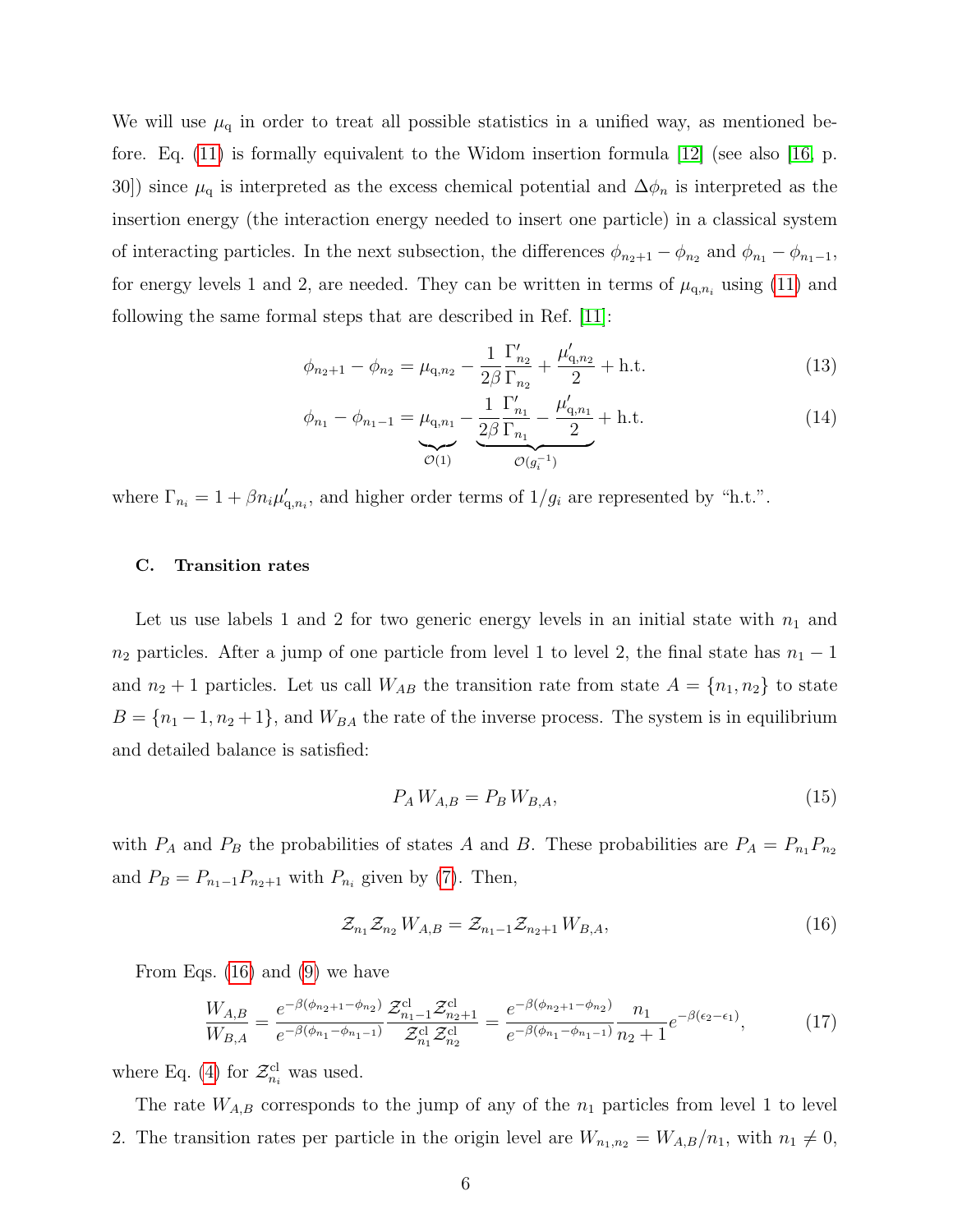We will use $\mu_{\rm q}$ in order to treat all possible statistics in a unified way, as mentioned before. Eq. (11) is formally equivalent to the Widom insertion formula [12] (see also [16, p. 30]) since $\mu_{\rm q}$ is interpreted as the excess chemical potential and $\Delta\phi_n$ is interpreted as the insertion energy (the interaction energy needed to insert one particle) in a classical system of interacting particles. In the next subsection, the differences $\phi_{n_2+1} - \phi_{n_2}$ and $\phi_{n_1} - \phi_{n_1-1}$, for energy levels 1 and 2, are needed. They can be written in terms of $\mu_{{\rm q},n_i}$ using (11) and following the same formal steps that are described in Ref. [11]:

$$\phi_{n_2+1} - \phi_{n_2} = \mu_{{\rm q},n_2} - \frac{1}{2\beta}\frac{\Gamma'_{n_2}}{\Gamma_{n_2}} + \frac{\mu'_{{\rm q},n_2}}{2} + \text{h.t.} \tag{13}$$

$$\phi_{n_1} - \phi_{n_1-1} = \underbrace{\mu_{{\rm q},n_1}}_{\mathcal{O}(1)} - \underbrace{\frac{1}{2\beta}\frac{\Gamma'_{n_1}}{\Gamma_{n_1}} - \frac{\mu'_{{\rm q},n_1}}{2}}_{\mathcal{O}(g_i^{-1})} + \text{h.t.} \tag{14}$$

where $\Gamma_{n_i} = 1 + \beta n_i \mu'_{{\rm q},n_i}$, and higher order terms of $1/g_i$ are represented by "h.t.".

### C. Transition rates

Let us use labels 1 and 2 for two generic energy levels in an initial state with $n_1$ and $n_2$ particles. After a jump of one particle from level 1 to level 2, the final state has $n_1 - 1$ and $n_2 + 1$ particles. Let us call $W_{AB}$ the transition rate from state $A = \{n_1, n_2\}$ to state $B = \{n_1 - 1, n_2 + 1\}$, and $W_{BA}$ the rate of the inverse process. The system is in equilibrium and detailed balance is satisfied:

$$P_A\, W_{A,B} = P_B\, W_{B,A}, \tag{15}$$

with $P_A$ and $P_B$ the probabilities of states $A$ and $B$. These probabilities are $P_A = P_{n_1}P_{n_2}$ and $P_B = P_{n_1-1}P_{n_2+1}$ with $P_{n_i}$ given by (7). Then,

$$\mathcal{Z}_{n_1}\mathcal{Z}_{n_2}\, W_{A,B} = \mathcal{Z}_{n_1-1}\mathcal{Z}_{n_2+1}\, W_{B,A}, \tag{16}$$

From Eqs. (16) and (9) we have

$$\frac{W_{A,B}}{W_{B,A}} = \frac{e^{-\beta(\phi_{n_2+1}-\phi_{n_2})}}{e^{-\beta(\phi_{n_1}-\phi_{n_1-1})}}\frac{\mathcal{Z}^{\rm cl}_{n_1-1}\mathcal{Z}^{\rm cl}_{n_2+1}}{\mathcal{Z}^{\rm cl}_{n_1}\mathcal{Z}^{\rm cl}_{n_2}} = \frac{e^{-\beta(\phi_{n_2+1}-\phi_{n_2})}}{e^{-\beta(\phi_{n_1}-\phi_{n_1-1})}}\frac{n_1}{n_2+1}e^{-\beta(\epsilon_2-\epsilon_1)}, \tag{17}$$

where Eq. (4) for $\mathcal{Z}^{\rm cl}_{n_i}$ was used.

The rate $W_{A,B}$ corresponds to the jump of any of the $n_1$ particles from level 1 to level 2. The transition rates per particle in the origin level are $W_{n_1,n_2} = W_{A,B}/n_1$, with $n_1 \neq 0$,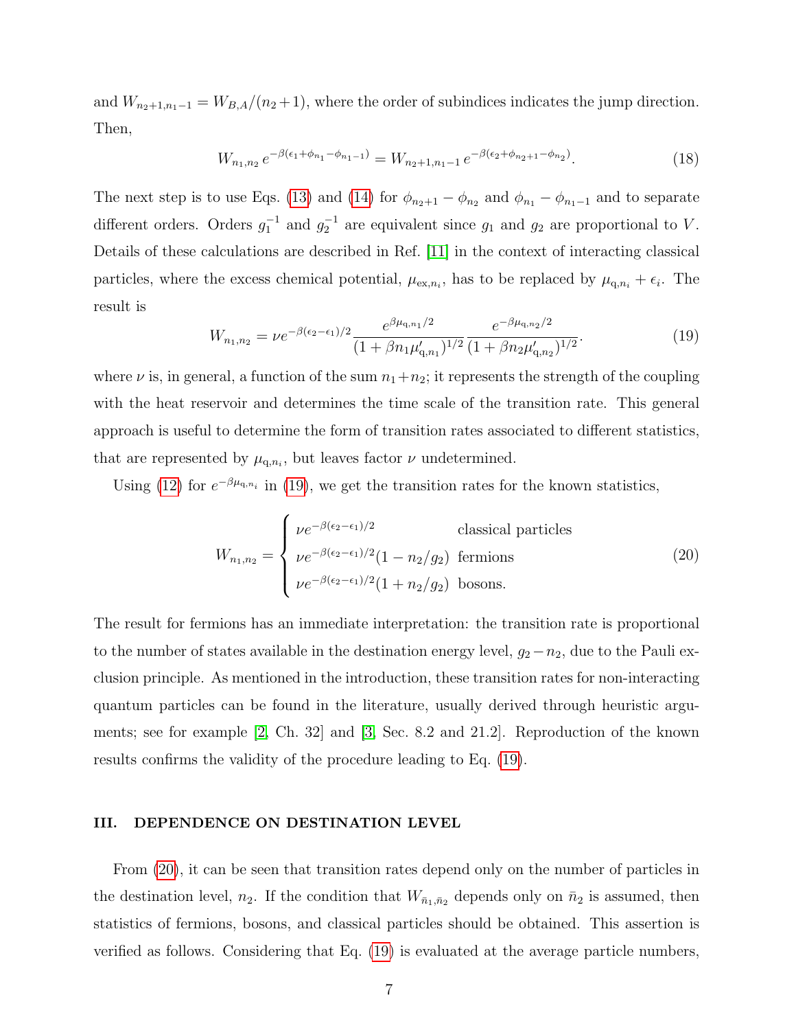and $W_{n_2+1,n_1-1} = W_{B,A}/(n_2+1)$, where the order of subindices indicates the jump direction. Then,

$$W_{n_1,n_2}\, e^{-\beta(\epsilon_1+\phi_{n_1}-\phi_{n_1-1})} = W_{n_2+1,n_1-1}\, e^{-\beta(\epsilon_2+\phi_{n_2+1}-\phi_{n_2})}. \tag{18}$$

The next step is to use Eqs. (13) and (14) for $\phi_{n_2+1} - \phi_{n_2}$ and $\phi_{n_1} - \phi_{n_1-1}$ and to separate different orders. Orders $g_1^{-1}$ and $g_2^{-1}$ are equivalent since $g_1$ and $g_2$ are proportional to $V$. Details of these calculations are described in Ref. [11] in the context of interacting classical particles, where the excess chemical potential, $\mu_{\mathrm{ex},n_i}$, has to be replaced by $\mu_{\mathrm{q},n_i} + \epsilon_i$. The result is

$$W_{n_1,n_2} = \nu e^{-\beta(\epsilon_2-\epsilon_1)/2} \frac{e^{\beta\mu_{\mathrm{q},n_1}/2}}{(1+\beta n_1 \mu'_{\mathrm{q},n_1})^{1/2}} \frac{e^{-\beta\mu_{\mathrm{q},n_2}/2}}{(1+\beta n_2 \mu'_{\mathrm{q},n_2})^{1/2}}. \tag{19}$$

where $\nu$ is, in general, a function of the sum $n_1+n_2$; it represents the strength of the coupling with the heat reservoir and determines the time scale of the transition rate. This general approach is useful to determine the form of transition rates associated to different statistics, that are represented by $\mu_{\mathrm{q},n_i}$, but leaves factor $\nu$ undetermined.

Using (12) for $e^{-\beta\mu_{\mathrm{q},n_i}}$ in (19), we get the transition rates for the known statistics,

$$W_{n_1,n_2} = \begin{cases} \nu e^{-\beta(\epsilon_2-\epsilon_1)/2} & \text{classical particles} \\ \nu e^{-\beta(\epsilon_2-\epsilon_1)/2}(1-n_2/g_2) & \text{fermions} \\ \nu e^{-\beta(\epsilon_2-\epsilon_1)/2}(1+n_2/g_2) & \text{bosons.} \end{cases} \tag{20}$$

The result for fermions has an immediate interpretation: the transition rate is proportional to the number of states available in the destination energy level, $g_2 - n_2$, due to the Pauli exclusion principle. As mentioned in the introduction, these transition rates for non-interacting quantum particles can be found in the literature, usually derived through heuristic arguments; see for example [2, Ch. 32] and [3, Sec. 8.2 and 21.2]. Reproduction of the known results confirms the validity of the procedure leading to Eq. (19).

## III. DEPENDENCE ON DESTINATION LEVEL

From (20), it can be seen that transition rates depend only on the number of particles in the destination level, $n_2$. If the condition that $W_{\bar{n}_1,\bar{n}_2}$ depends only on $\bar{n}_2$ is assumed, then statistics of fermions, bosons, and classical particles should be obtained. This assertion is verified as follows. Considering that Eq. (19) is evaluated at the average particle numbers,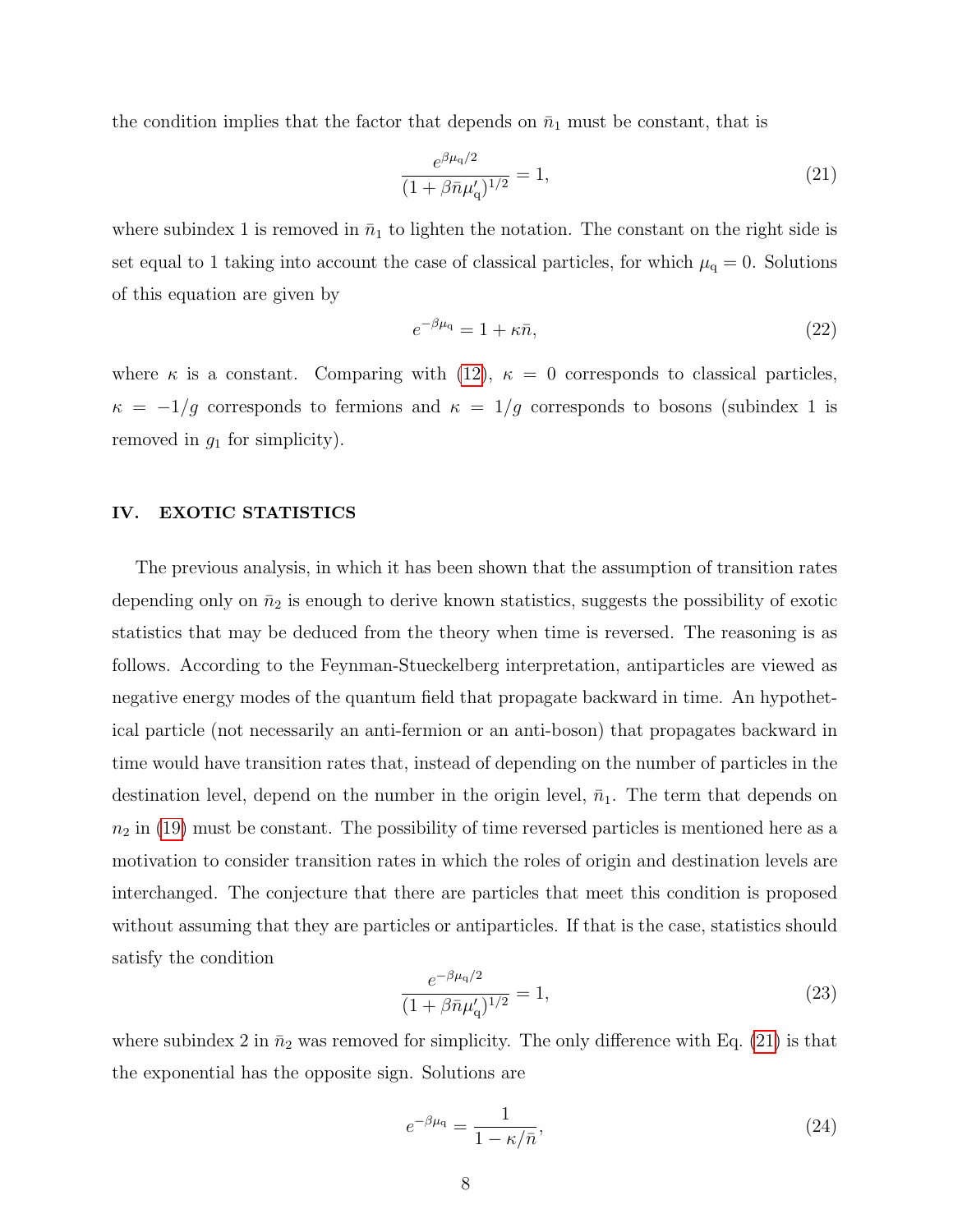the condition implies that the factor that depends on $\bar{n}_1$ must be constant, that is

$$\frac{e^{\beta\mu_{\rm q}/2}}{(1+\beta\bar{n}\mu'_{\rm q})^{1/2}} = 1, \tag{21}$$

where subindex 1 is removed in $\bar{n}_1$ to lighten the notation. The constant on the right side is set equal to 1 taking into account the case of classical particles, for which $\mu_{\rm q} = 0$. Solutions of this equation are given by

$$e^{-\beta\mu_{\rm q}} = 1 + \kappa\bar{n}, \tag{22}$$

where $\kappa$ is a constant. Comparing with (12), $\kappa = 0$ corresponds to classical particles, $\kappa = -1/g$ corresponds to fermions and $\kappa = 1/g$ corresponds to bosons (subindex 1 is removed in $g_1$ for simplicity).

## IV. EXOTIC STATISTICS

The previous analysis, in which it has been shown that the assumption of transition rates depending only on $\bar{n}_2$ is enough to derive known statistics, suggests the possibility of exotic statistics that may be deduced from the theory when time is reversed. The reasoning is as follows. According to the Feynman-Stueckelberg interpretation, antiparticles are viewed as negative energy modes of the quantum field that propagate backward in time. An hypothetical particle (not necessarily an anti-fermion or an anti-boson) that propagates backward in time would have transition rates that, instead of depending on the number of particles in the destination level, depend on the number in the origin level, $\bar{n}_1$. The term that depends on $n_2$ in (19) must be constant. The possibility of time reversed particles is mentioned here as a motivation to consider transition rates in which the roles of origin and destination levels are interchanged. The conjecture that there are particles that meet this condition is proposed without assuming that they are particles or antiparticles. If that is the case, statistics should satisfy the condition

$$\frac{e^{-\beta\mu_{\rm q}/2}}{(1+\beta\bar{n}\mu'_{\rm q})^{1/2}} = 1, \tag{23}$$

where subindex 2 in $\bar{n}_2$ was removed for simplicity. The only difference with Eq. (21) is that the exponential has the opposite sign. Solutions are

$$e^{-\beta\mu_{\rm q}} = \frac{1}{1-\kappa/\bar{n}}, \tag{24}$$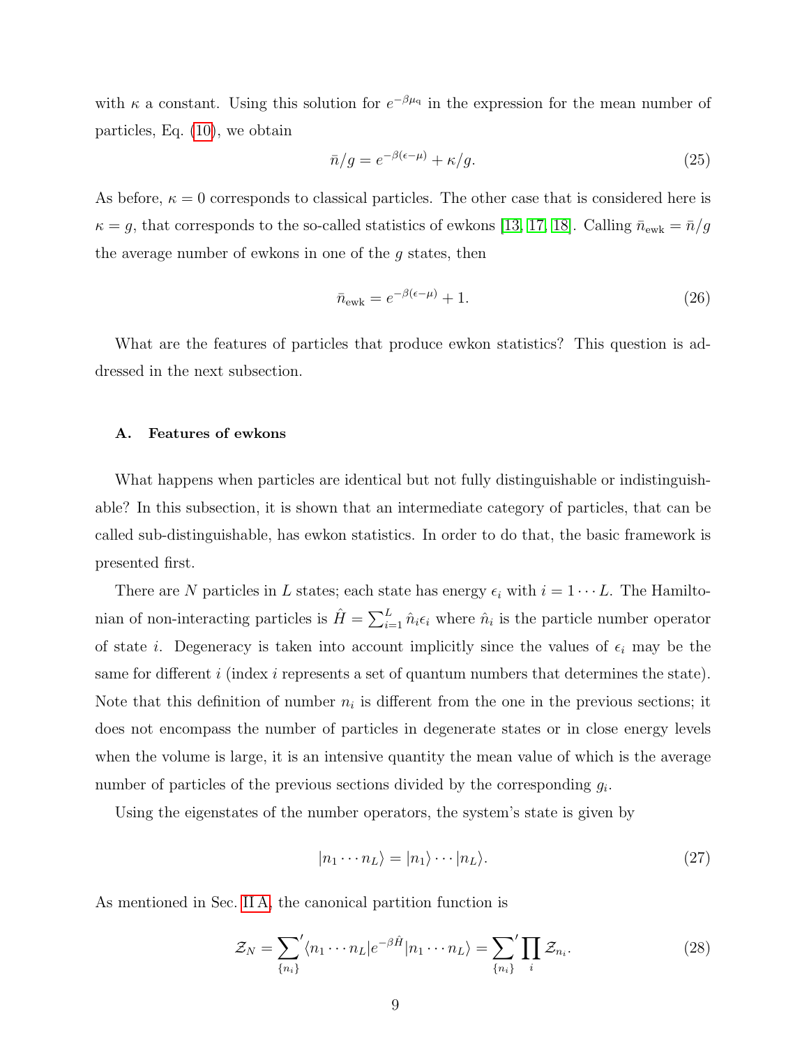with $\kappa$ a constant. Using this solution for $e^{-\beta\mu_{\rm q}}$ in the expression for the mean number of particles, Eq. (10), we obtain

$$\bar{n}/g = e^{-\beta(\epsilon-\mu)} + \kappa/g. \tag{25}$$

As before, $\kappa = 0$ corresponds to classical particles. The other case that is considered here is $\kappa = g$, that corresponds to the so-called statistics of ewkons [13, 17, 18]. Calling $\bar{n}_{\rm ewk} = \bar{n}/g$ the average number of ewkons in one of the $g$ states, then

$$\bar{n}_{\rm ewk} = e^{-\beta(\epsilon-\mu)} + 1. \tag{26}$$

What are the features of particles that produce ewkon statistics? This question is addressed in the next subsection.

### A. Features of ewkons

What happens when particles are identical but not fully distinguishable or indistinguishable? In this subsection, it is shown that an intermediate category of particles, that can be called sub-distinguishable, has ewkon statistics. In order to do that, the basic framework is presented first.

There are $N$ particles in $L$ states; each state has energy $\epsilon_i$ with $i = 1 \cdots L$. The Hamiltonian of non-interacting particles is $\hat{H} = \sum_{i=1}^{L} \hat{n}_i \epsilon_i$ where $\hat{n}_i$ is the particle number operator of state $i$. Degeneracy is taken into account implicitly since the values of $\epsilon_i$ may be the same for different $i$ (index $i$ represents a set of quantum numbers that determines the state). Note that this definition of number $n_i$ is different from the one in the previous sections; it does not encompass the number of particles in degenerate states or in close energy levels when the volume is large, it is an intensive quantity the mean value of which is the average number of particles of the previous sections divided by the corresponding $g_i$.

Using the eigenstates of the number operators, the system's state is given by

$$|n_1 \cdots n_L\rangle = |n_1\rangle \cdots |n_L\rangle. \tag{27}$$

As mentioned in Sec. II A, the canonical partition function is

$$\mathcal{Z}_N = {\sum_{\{n_i\}}}' \langle n_1 \cdots n_L | e^{-\beta \hat{H}} | n_1 \cdots n_L \rangle = {\sum_{\{n_i\}}}' \prod_i \mathcal{Z}_{n_i}. \tag{28}$$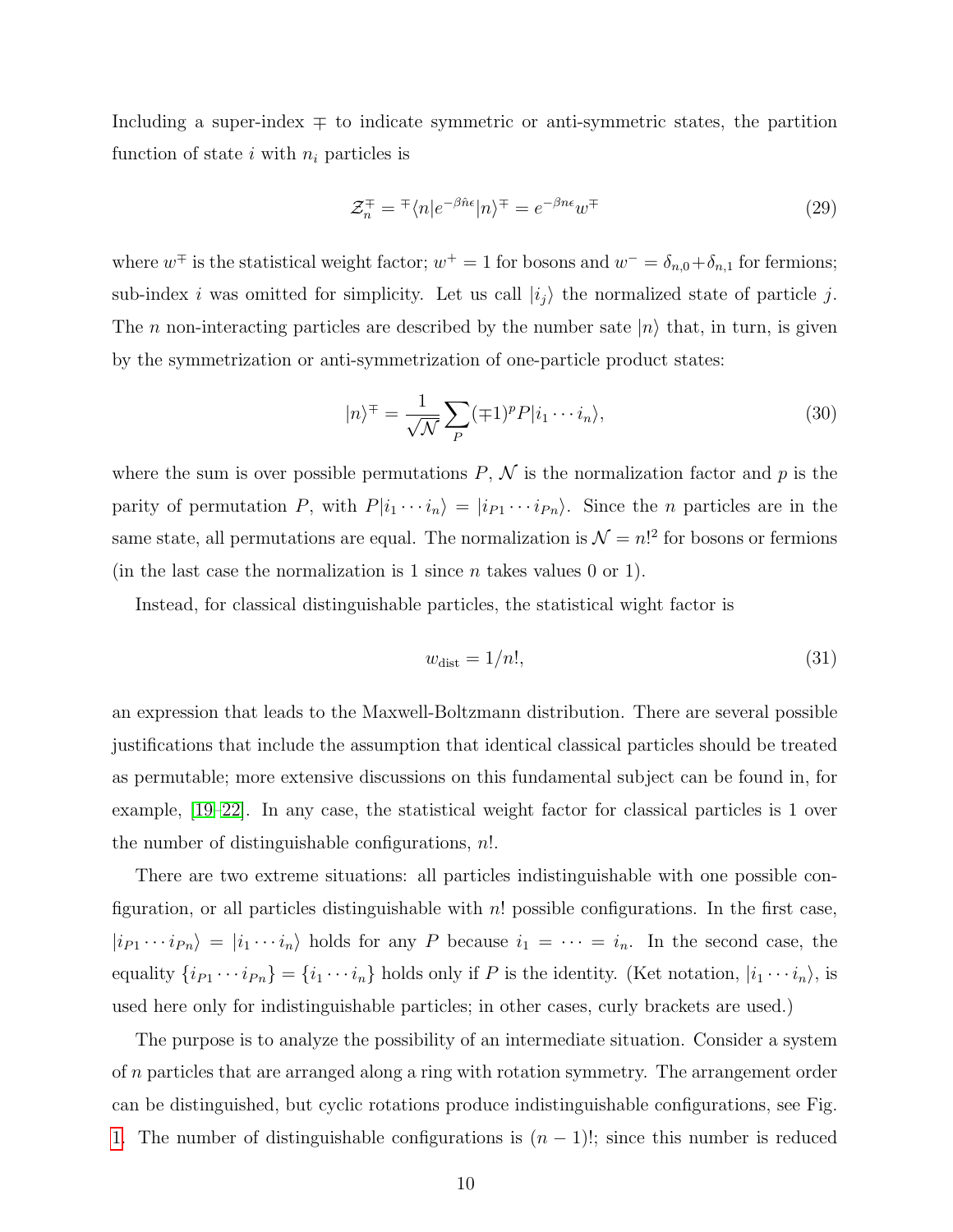Including a super-index $\mp$ to indicate symmetric or anti-symmetric states, the partition function of state $i$ with $n_i$ particles is

$$\mathcal{Z}_n^{\mp} = {}^{\mp}\langle n|e^{-\beta\hat{n}\epsilon}|n\rangle^{\mp} = e^{-\beta n\epsilon}w^{\mp} \tag{29}$$

where $w^{\mp}$ is the statistical weight factor; $w^{+} = 1$ for bosons and $w^{-} = \delta_{n,0} + \delta_{n,1}$ for fermions; sub-index $i$ was omitted for simplicity. Let us call $|i_j\rangle$ the normalized state of particle $j$. The $n$ non-interacting particles are described by the number sate $|n\rangle$ that, in turn, is given by the symmetrization or anti-symmetrization of one-particle product states:

$$|n\rangle^{\mp} = \frac{1}{\sqrt{\mathcal{N}}}\sum_{P}(\mp 1)^{p}P|i_1\cdots i_n\rangle, \tag{30}$$

where the sum is over possible permutations $P$, $\mathcal{N}$ is the normalization factor and $p$ is the parity of permutation $P$, with $P|i_1\cdots i_n\rangle = |i_{P1}\cdots i_{Pn}\rangle$. Since the $n$ particles are in the same state, all permutations are equal. The normalization is $\mathcal{N} = n!^2$ for bosons or fermions (in the last case the normalization is 1 since $n$ takes values 0 or 1).

Instead, for classical distinguishable particles, the statistical wight factor is

$$w_{\text{dist}} = 1/n!, \tag{31}$$

an expression that leads to the Maxwell-Boltzmann distribution. There are several possible justifications that include the assumption that identical classical particles should be treated as permutable; more extensive discussions on this fundamental subject can be found in, for example, [19–22]. In any case, the statistical weight factor for classical particles is 1 over the number of distinguishable configurations, $n!$.

There are two extreme situations: all particles indistinguishable with one possible configuration, or all particles distinguishable with $n!$ possible configurations. In the first case, $|i_{P1}\cdots i_{Pn}\rangle = |i_1\cdots i_n\rangle$ holds for any $P$ because $i_1 = \cdots = i_n$. In the second case, the equality $\{i_{P1}\cdots i_{Pn}\} = \{i_1\cdots i_n\}$ holds only if $P$ is the identity. (Ket notation, $|i_1\cdots i_n\rangle$, is used here only for indistinguishable particles; in other cases, curly brackets are used.)

The purpose is to analyze the possibility of an intermediate situation. Consider a system of $n$ particles that are arranged along a ring with rotation symmetry. The arrangement order can be distinguished, but cyclic rotations produce indistinguishable configurations, see Fig. 1. The number of distinguishable configurations is $(n-1)!$; since this number is reduced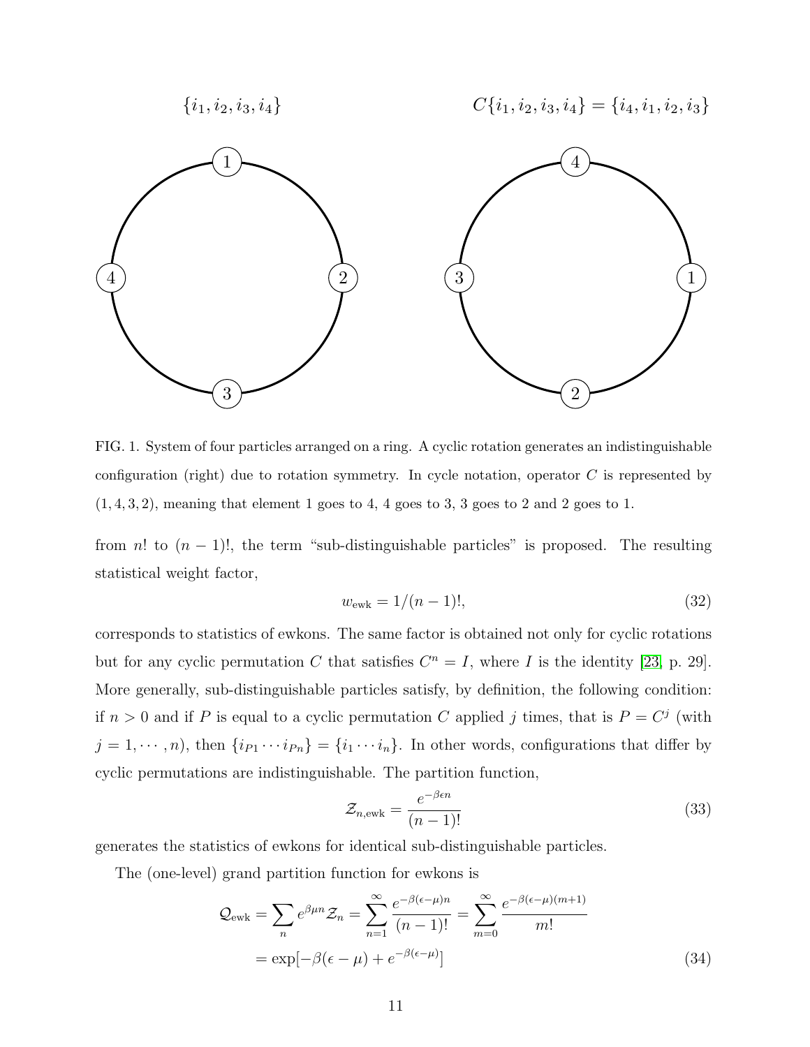$\{i_1, i_2, i_3, i_4\}$ $\qquad$ $C\{i_1, i_2, i_3, i_4\} = \{i_4, i_1, i_2, i_3\}$

FIG. 1. System of four particles arranged on a ring. A cyclic rotation generates an indistinguishable configuration (right) due to rotation symmetry. In cycle notation, operator $C$ is represented by $(1, 4, 3, 2)$, meaning that element 1 goes to 4, 4 goes to 3, 3 goes to 2 and 2 goes to 1.

from $n!$ to $(n-1)!$, the term "sub-distinguishable particles" is proposed. The resulting statistical weight factor,

$$w_{\text{ewk}} = 1/(n-1)!, \tag{32}$$

corresponds to statistics of ewkons. The same factor is obtained not only for cyclic rotations but for any cyclic permutation $C$ that satisfies $C^n = I$, where $I$ is the identity [23, p. 29]. More generally, sub-distinguishable particles satisfy, by definition, the following condition: if $n > 0$ and if $P$ is equal to a cyclic permutation $C$ applied $j$ times, that is $P = C^j$ (with $j = 1, \cdots, n$), then $\{i_{P1} \cdots i_{Pn}\} = \{i_1 \cdots i_n\}$. In other words, configurations that differ by cyclic permutations are indistinguishable. The partition function,

$$\mathcal{Z}_{n,\text{ewk}} = \frac{e^{-\beta\epsilon n}}{(n-1)!} \tag{33}$$

generates the statistics of ewkons for identical sub-distinguishable particles.

The (one-level) grand partition function for ewkons is

$$\begin{aligned} \mathcal{Q}_{\text{ewk}} &= \sum_n e^{\beta\mu n} \mathcal{Z}_n = \sum_{n=1}^{\infty} \frac{e^{-\beta(\epsilon-\mu)n}}{(n-1)!} = \sum_{m=0}^{\infty} \frac{e^{-\beta(\epsilon-\mu)(m+1)}}{m!} \\ &= \exp[-\beta(\epsilon-\mu) + e^{-\beta(\epsilon-\mu)}] \end{aligned} \tag{34}$$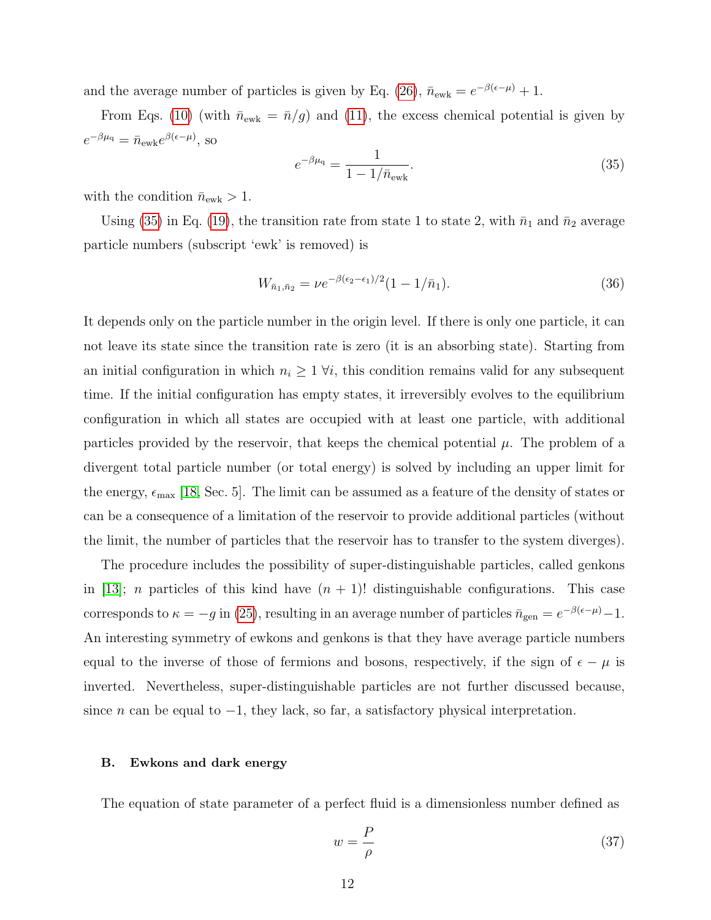and the average number of particles is given by Eq. (26), $\bar{n}_{\rm ewk} = e^{-\beta(\epsilon-\mu)} + 1$.

From Eqs. (10) (with $\bar{n}_{\rm ewk} = \bar{n}/g$) and (11), the excess chemical potential is given by $e^{-\beta\mu_{\rm q}} = \bar{n}_{\rm ewk} e^{\beta(\epsilon-\mu)}$, so

$$e^{-\beta\mu_{\rm q}} = \frac{1}{1 - 1/\bar{n}_{\rm ewk}}. \tag{35}$$

with the condition $\bar{n}_{\rm ewk} > 1$.

Using (35) in Eq. (19), the transition rate from state 1 to state 2, with $\bar{n}_1$ and $\bar{n}_2$ average particle numbers (subscript 'ewk' is removed) is

$$W_{\bar{n}_1,\bar{n}_2} = \nu e^{-\beta(\epsilon_2-\epsilon_1)/2}(1 - 1/\bar{n}_1). \tag{36}$$

It depends only on the particle number in the origin level. If there is only one particle, it can not leave its state since the transition rate is zero (it is an absorbing state). Starting from an initial configuration in which $n_i \geq 1\ \forall i$, this condition remains valid for any subsequent time. If the initial configuration has empty states, it irreversibly evolves to the equilibrium configuration in which all states are occupied with at least one particle, with additional particles provided by the reservoir, that keeps the chemical potential $\mu$. The problem of a divergent total particle number (or total energy) is solved by including an upper limit for the energy, $\epsilon_{\rm max}$ [18, Sec. 5]. The limit can be assumed as a feature of the density of states or can be a consequence of a limitation of the reservoir to provide additional particles (without the limit, the number of particles that the reservoir has to transfer to the system diverges).

The procedure includes the possibility of super-distinguishable particles, called genkons in [13]; $n$ particles of this kind have $(n+1)!$ distinguishable configurations. This case corresponds to $\kappa = -g$ in (25), resulting in an average number of particles $\bar{n}_{\rm gen} = e^{-\beta(\epsilon-\mu)} - 1$. An interesting symmetry of ewkons and genkons is that they have average particle numbers equal to the inverse of those of fermions and bosons, respectively, if the sign of $\epsilon - \mu$ is inverted. Nevertheless, super-distinguishable particles are not further discussed because, since $n$ can be equal to $-1$, they lack, so far, a satisfactory physical interpretation.

### B. Ewkons and dark energy

The equation of state parameter of a perfect fluid is a dimensionless number defined as

$$w = \frac{P}{\rho} \tag{37}$$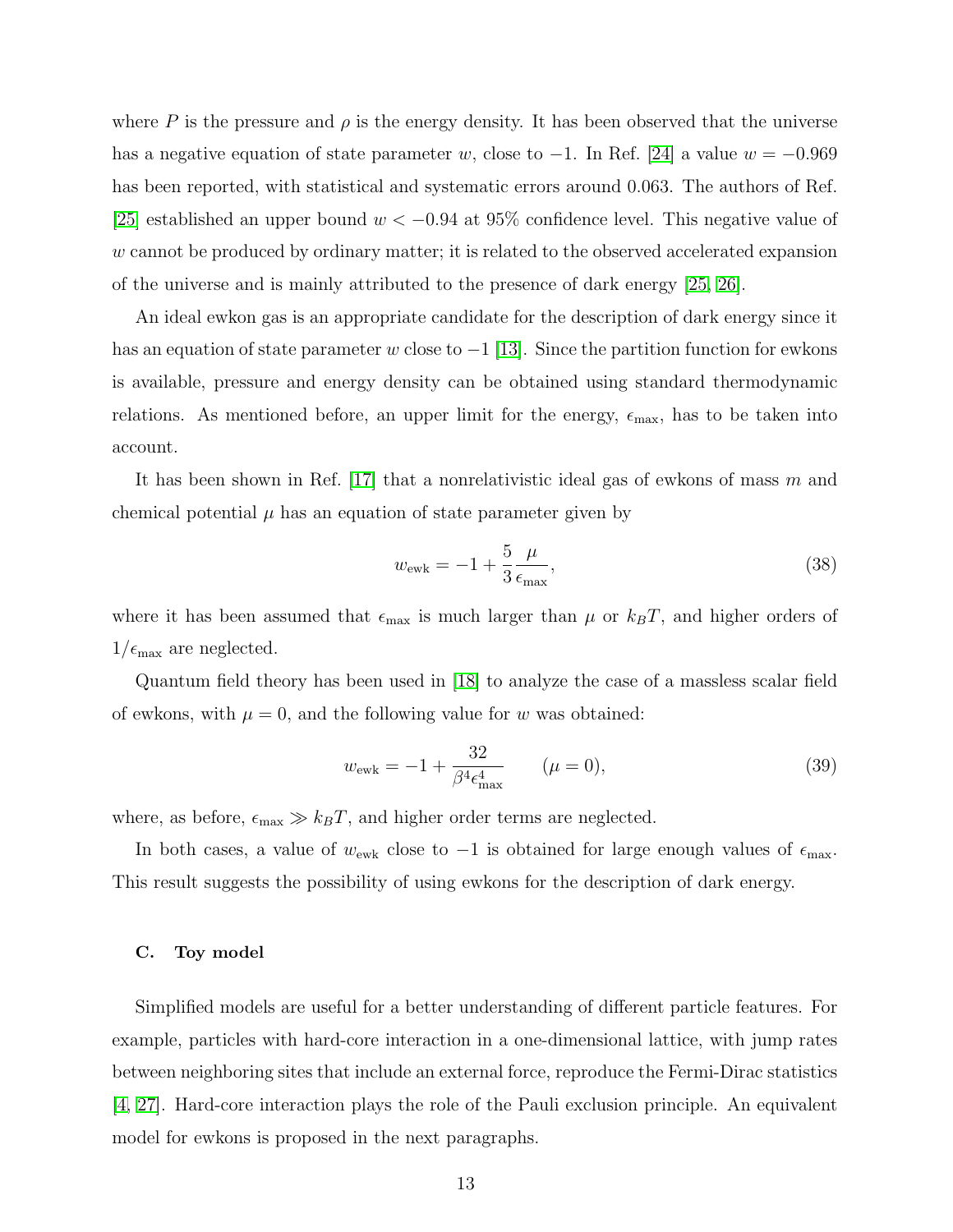where $P$ is the pressure and $\rho$ is the energy density. It has been observed that the universe has a negative equation of state parameter $w$, close to $-1$. In Ref. [24] a value $w = -0.969$ has been reported, with statistical and systematic errors around 0.063. The authors of Ref. [25] established an upper bound $w < -0.94$ at 95% confidence level. This negative value of $w$ cannot be produced by ordinary matter; it is related to the observed accelerated expansion of the universe and is mainly attributed to the presence of dark energy [25, 26].

An ideal ewkon gas is an appropriate candidate for the description of dark energy since it has an equation of state parameter $w$ close to $-1$ [13]. Since the partition function for ewkons is available, pressure and energy density can be obtained using standard thermodynamic relations. As mentioned before, an upper limit for the energy, $\epsilon_{\max}$, has to be taken into account.

It has been shown in Ref. [17] that a nonrelativistic ideal gas of ewkons of mass $m$ and chemical potential $\mu$ has an equation of state parameter given by

$$w_{\mathrm{ewk}} = -1 + \frac{5}{3}\frac{\mu}{\epsilon_{\max}}, \tag{38}$$

where it has been assumed that $\epsilon_{\max}$ is much larger than $\mu$ or $k_B T$, and higher orders of $1/\epsilon_{\max}$ are neglected.

Quantum field theory has been used in [18] to analyze the case of a massless scalar field of ewkons, with $\mu = 0$, and the following value for $w$ was obtained:

$$w_{\mathrm{ewk}} = -1 + \frac{32}{\beta^4 \epsilon_{\max}^4} \qquad (\mu = 0), \tag{39}$$

where, as before, $\epsilon_{\max} \gg k_B T$, and higher order terms are neglected.

In both cases, a value of $w_{\mathrm{ewk}}$ close to $-1$ is obtained for large enough values of $\epsilon_{\max}$. This result suggests the possibility of using ewkons for the description of dark energy.

### C. Toy model

Simplified models are useful for a better understanding of different particle features. For example, particles with hard-core interaction in a one-dimensional lattice, with jump rates between neighboring sites that include an external force, reproduce the Fermi-Dirac statistics [4, 27]. Hard-core interaction plays the role of the Pauli exclusion principle. An equivalent model for ewkons is proposed in the next paragraphs.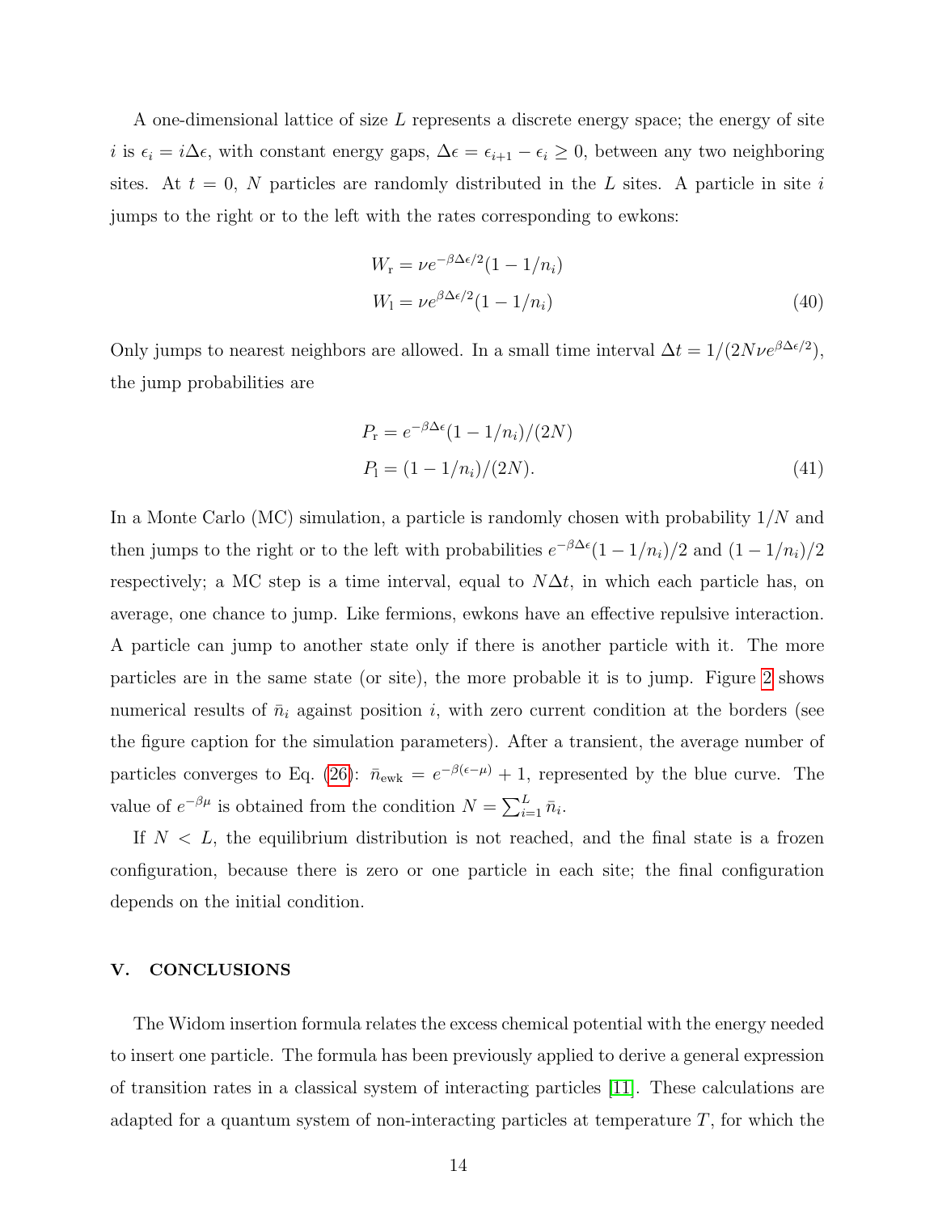A one-dimensional lattice of size $L$ represents a discrete energy space; the energy of site $i$ is $\epsilon_i = i\Delta\epsilon$, with constant energy gaps, $\Delta\epsilon = \epsilon_{i+1} - \epsilon_i \geq 0$, between any two neighboring sites. At $t = 0$, $N$ particles are randomly distributed in the $L$ sites. A particle in site $i$ jumps to the right or to the left with the rates corresponding to ewkons:

$$
\begin{aligned}
W_{\mathrm{r}} &= \nu e^{-\beta\Delta\epsilon/2}(1 - 1/n_i) \\
W_{\mathrm{l}} &= \nu e^{\beta\Delta\epsilon/2}(1 - 1/n_i)
\end{aligned}
\tag{40}
$$

Only jumps to nearest neighbors are allowed. In a small time interval $\Delta t = 1/(2N\nu e^{\beta\Delta\epsilon/2})$, the jump probabilities are

$$
\begin{aligned}
P_{\mathrm{r}} &= e^{-\beta\Delta\epsilon}(1 - 1/n_i)/(2N) \\
P_{\mathrm{l}} &= (1 - 1/n_i)/(2N).
\end{aligned}
\tag{41}
$$

In a Monte Carlo (MC) simulation, a particle is randomly chosen with probability $1/N$ and then jumps to the right or to the left with probabilities $e^{-\beta\Delta\epsilon}(1 - 1/n_i)/2$ and $(1 - 1/n_i)/2$ respectively; a MC step is a time interval, equal to $N\Delta t$, in which each particle has, on average, one chance to jump. Like fermions, ewkons have an effective repulsive interaction. A particle can jump to another state only if there is another particle with it. The more particles are in the same state (or site), the more probable it is to jump. Figure 2 shows numerical results of $\bar{n}_i$ against position $i$, with zero current condition at the borders (see the figure caption for the simulation parameters). After a transient, the average number of particles converges to Eq. (26): $\bar{n}_{\mathrm{ewk}} = e^{-\beta(\epsilon-\mu)} + 1$, represented by the blue curve. The value of $e^{-\beta\mu}$ is obtained from the condition $N = \sum_{i=1}^{L} \bar{n}_i$.

If $N < L$, the equilibrium distribution is not reached, and the final state is a frozen configuration, because there is zero or one particle in each site; the final configuration depends on the initial condition.

## V. CONCLUSIONS

The Widom insertion formula relates the excess chemical potential with the energy needed to insert one particle. The formula has been previously applied to derive a general expression of transition rates in a classical system of interacting particles [11]. These calculations are adapted for a quantum system of non-interacting particles at temperature $T$, for which the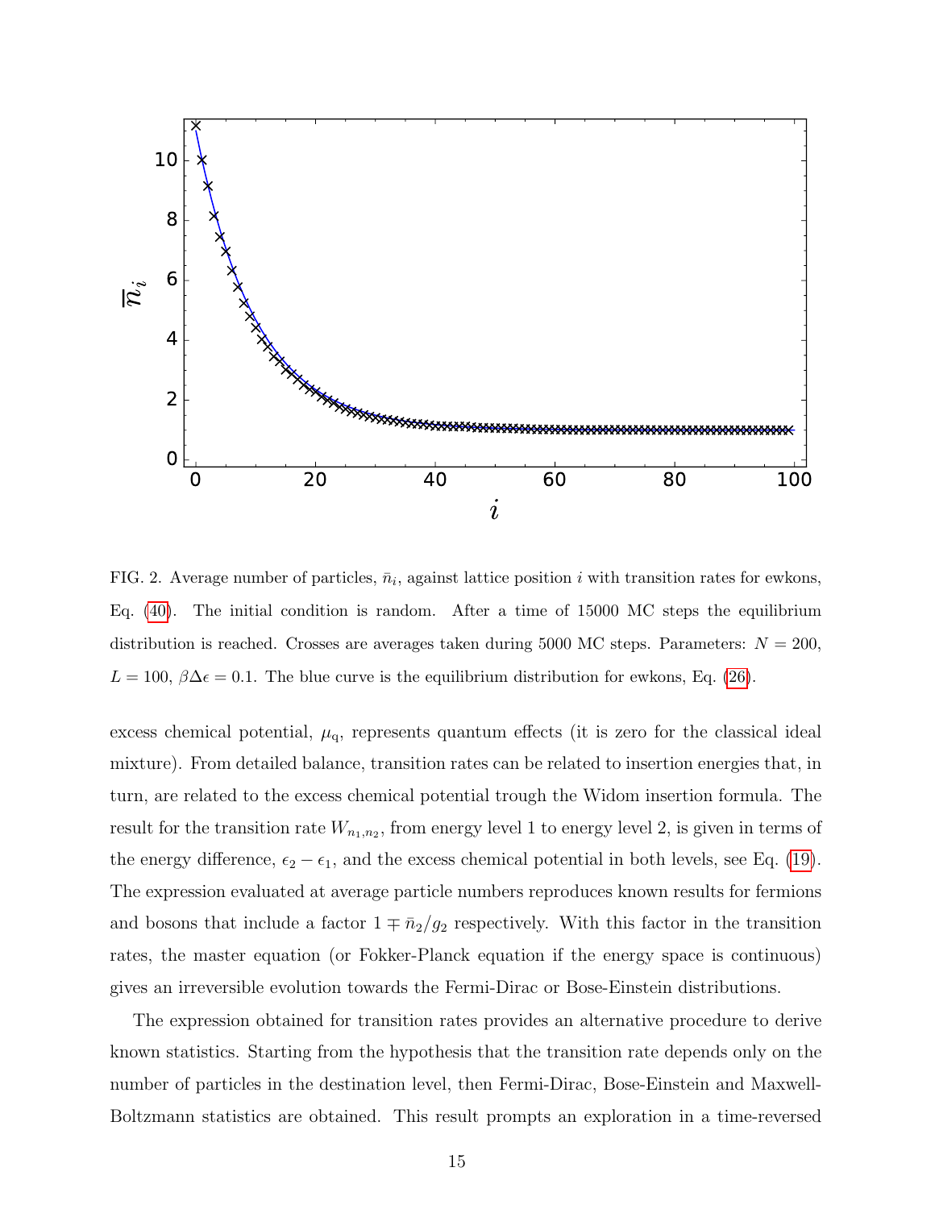FIG. 2. Average number of particles, $\bar{n}_i$, against lattice position $i$ with transition rates for ewkons, Eq. (40). The initial condition is random. After a time of 15000 MC steps the equilibrium distribution is reached. Crosses are averages taken during 5000 MC steps. Parameters: $N = 200$, $L = 100$, $\beta\Delta\epsilon = 0.1$. The blue curve is the equilibrium distribution for ewkons, Eq. (26).

excess chemical potential, $\mu_{\mathrm{q}}$, represents quantum effects (it is zero for the classical ideal mixture). From detailed balance, transition rates can be related to insertion energies that, in turn, are related to the excess chemical potential trough the Widom insertion formula. The result for the transition rate $W_{n_1,n_2}$, from energy level 1 to energy level 2, is given in terms of the energy difference, $\epsilon_2 - \epsilon_1$, and the excess chemical potential in both levels, see Eq. (19). The expression evaluated at average particle numbers reproduces known results for fermions and bosons that include a factor $1 \mp \bar{n}_2/g_2$ respectively. With this factor in the transition rates, the master equation (or Fokker-Planck equation if the energy space is continuous) gives an irreversible evolution towards the Fermi-Dirac or Bose-Einstein distributions.

The expression obtained for transition rates provides an alternative procedure to derive known statistics. Starting from the hypothesis that the transition rate depends only on the number of particles in the destination level, then Fermi-Dirac, Bose-Einstein and Maxwell-Boltzmann statistics are obtained. This result prompts an exploration in a time-reversed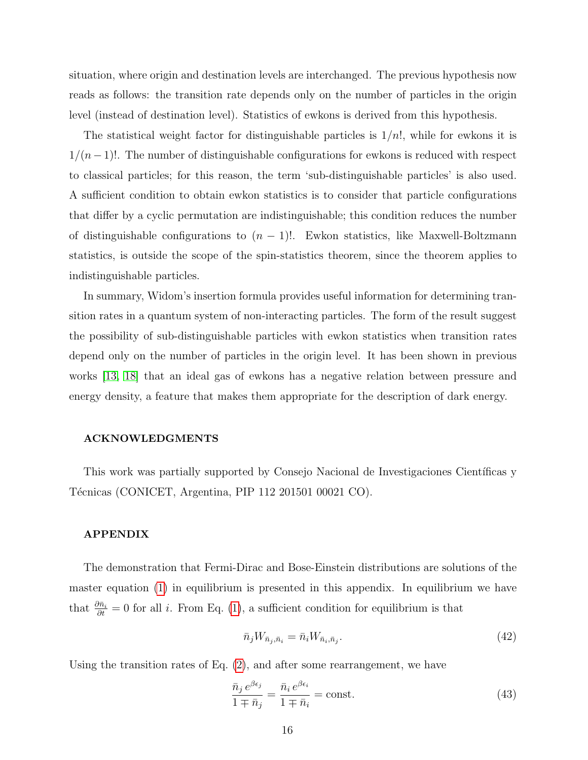situation, where origin and destination levels are interchanged. The previous hypothesis now reads as follows: the transition rate depends only on the number of particles in the origin level (instead of destination level). Statistics of ewkons is derived from this hypothesis.

The statistical weight factor for distinguishable particles is $1/n!$, while for ewkons it is $1/(n-1)!$. The number of distinguishable configurations for ewkons is reduced with respect to classical particles; for this reason, the term 'sub-distinguishable particles' is also used. A sufficient condition to obtain ewkon statistics is to consider that particle configurations that differ by a cyclic permutation are indistinguishable; this condition reduces the number of distinguishable configurations to $(n-1)!$. Ewkon statistics, like Maxwell-Boltzmann statistics, is outside the scope of the spin-statistics theorem, since the theorem applies to indistinguishable particles.

In summary, Widom's insertion formula provides useful information for determining transition rates in a quantum system of non-interacting particles. The form of the result suggest the possibility of sub-distinguishable particles with ewkon statistics when transition rates depend only on the number of particles in the origin level. It has been shown in previous works [13, 18] that an ideal gas of ewkons has a negative relation between pressure and energy density, a feature that makes them appropriate for the description of dark energy.

### ACKNOWLEDGMENTS

This work was partially supported by Consejo Nacional de Investigaciones Científicas y Técnicas (CONICET, Argentina, PIP 112 201501 00021 CO).

### APPENDIX

The demonstration that Fermi-Dirac and Bose-Einstein distributions are solutions of the master equation (1) in equilibrium is presented in this appendix. In equilibrium we have that $\frac{\partial \bar{n}_i}{\partial t} = 0$ for all $i$. From Eq. (1), a sufficient condition for equilibrium is that

$$\bar{n}_j W_{\bar{n}_j, \bar{n}_i} = \bar{n}_i W_{\bar{n}_i, \bar{n}_j}. \tag{42}$$

Using the transition rates of Eq. (2), and after some rearrangement, we have

$$\frac{\bar{n}_j \, e^{\beta \epsilon_j}}{1 \mp \bar{n}_j} = \frac{\bar{n}_i \, e^{\beta \epsilon_i}}{1 \mp \bar{n}_i} = \text{const.} \tag{43}$$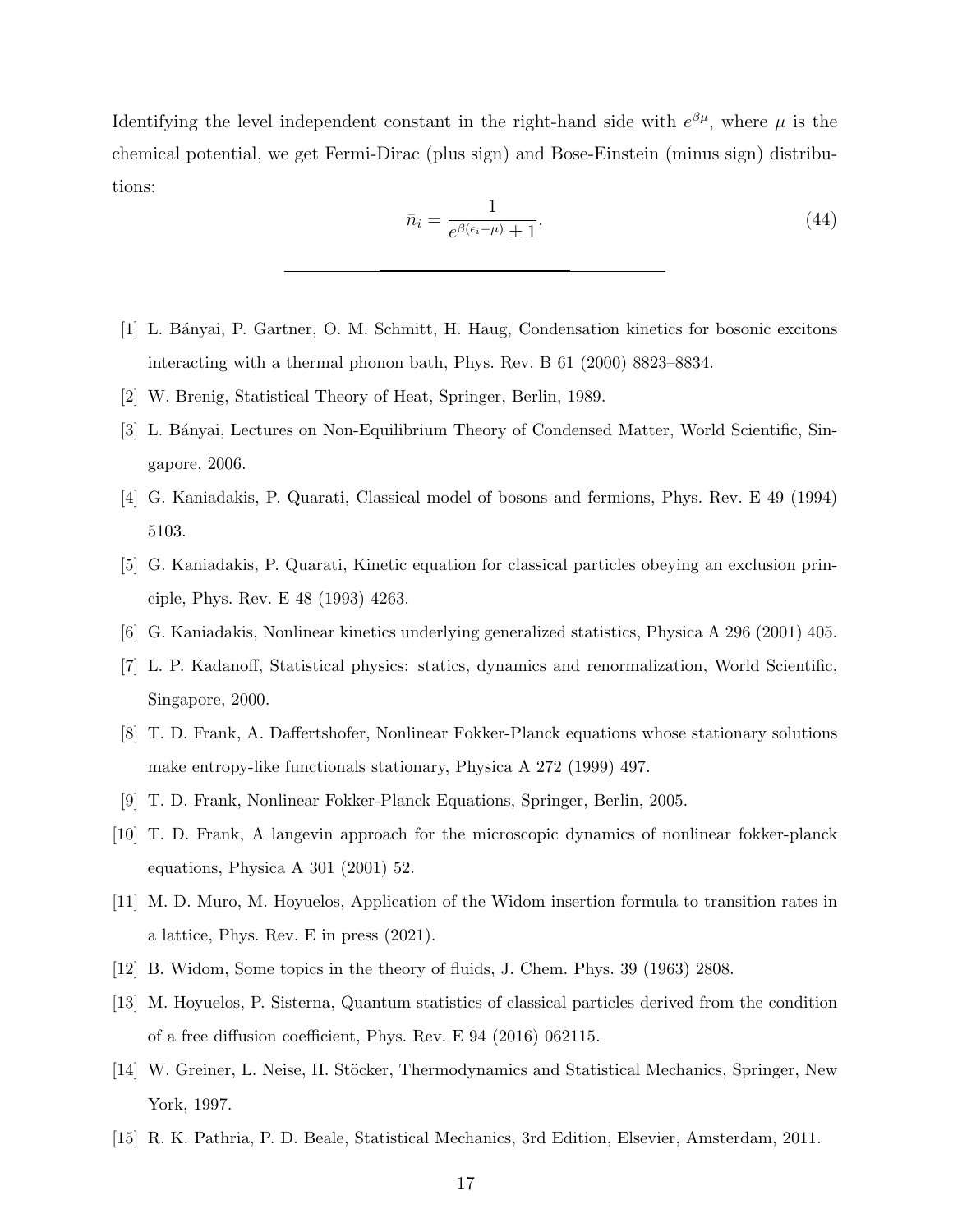Identifying the level independent constant in the right-hand side with $e^{\beta\mu}$, where $\mu$ is the chemical potential, we get Fermi-Dirac (plus sign) and Bose-Einstein (minus sign) distributions:

$$\bar{n}_i = \frac{1}{e^{\beta(\epsilon_i - \mu)} \pm 1}. \tag{44}$$

---

[1] L. Bányai, P. Gartner, O. M. Schmitt, H. Haug, Condensation kinetics for bosonic excitons interacting with a thermal phonon bath, Phys. Rev. B 61 (2000) 8823–8834.

[2] W. Brenig, Statistical Theory of Heat, Springer, Berlin, 1989.

[3] L. Bányai, Lectures on Non-Equilibrium Theory of Condensed Matter, World Scientific, Singapore, 2006.

[4] G. Kaniadakis, P. Quarati, Classical model of bosons and fermions, Phys. Rev. E 49 (1994) 5103.

[5] G. Kaniadakis, P. Quarati, Kinetic equation for classical particles obeying an exclusion principle, Phys. Rev. E 48 (1993) 4263.

[6] G. Kaniadakis, Nonlinear kinetics underlying generalized statistics, Physica A 296 (2001) 405.

[7] L. P. Kadanoff, Statistical physics: statics, dynamics and renormalization, World Scientific, Singapore, 2000.

[8] T. D. Frank, A. Daffertshofer, Nonlinear Fokker-Planck equations whose stationary solutions make entropy-like functionals stationary, Physica A 272 (1999) 497.

[9] T. D. Frank, Nonlinear Fokker-Planck Equations, Springer, Berlin, 2005.

[10] T. D. Frank, A langevin approach for the microscopic dynamics of nonlinear fokker-planck equations, Physica A 301 (2001) 52.

[11] M. D. Muro, M. Hoyuelos, Application of the Widom insertion formula to transition rates in a lattice, Phys. Rev. E in press (2021).

[12] B. Widom, Some topics in the theory of fluids, J. Chem. Phys. 39 (1963) 2808.

[13] M. Hoyuelos, P. Sisterna, Quantum statistics of classical particles derived from the condition of a free diffusion coefficient, Phys. Rev. E 94 (2016) 062115.

[14] W. Greiner, L. Neise, H. Stöcker, Thermodynamics and Statistical Mechanics, Springer, New York, 1997.

[15] R. K. Pathria, P. D. Beale, Statistical Mechanics, 3rd Edition, Elsevier, Amsterdam, 2011.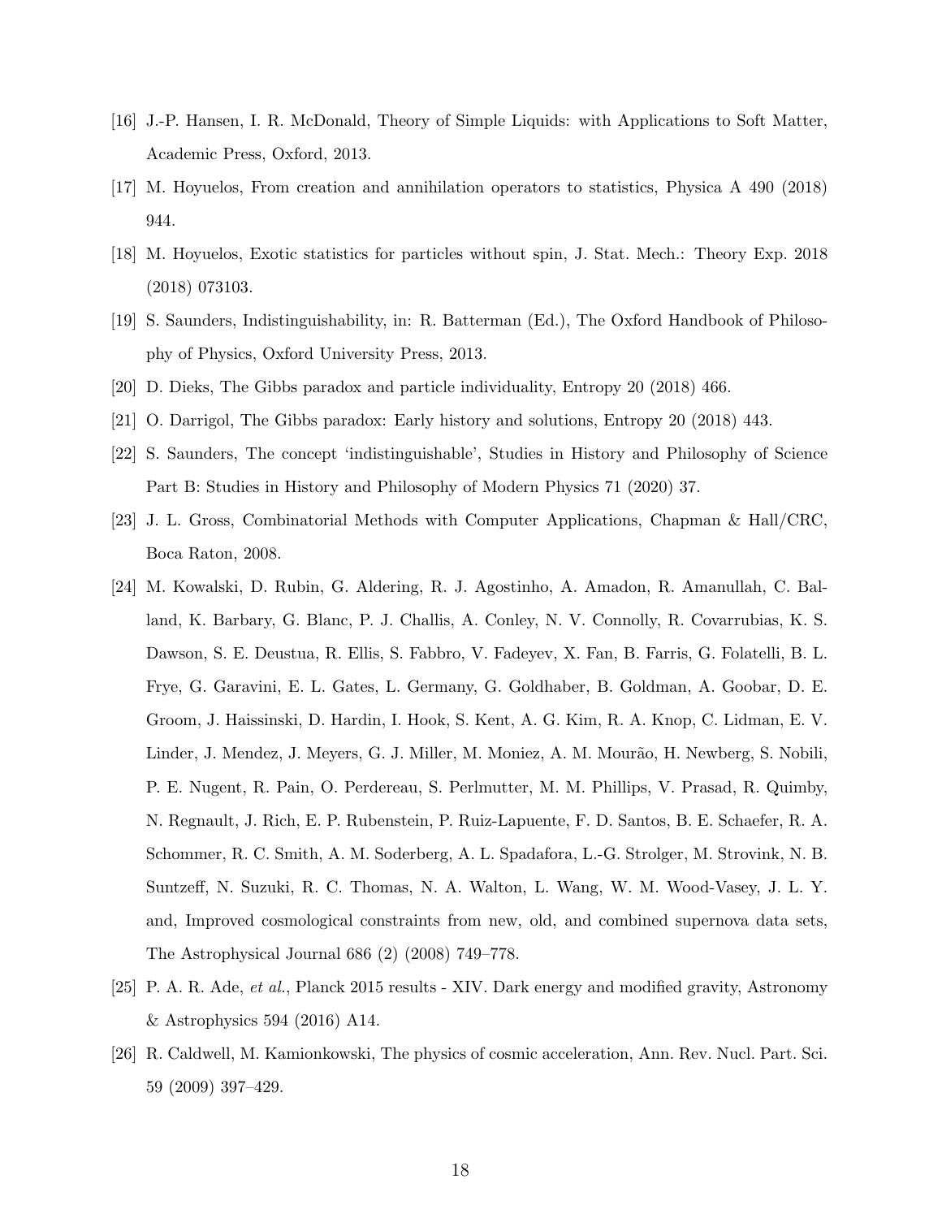[16] J.-P. Hansen, I. R. McDonald, Theory of Simple Liquids: with Applications to Soft Matter, Academic Press, Oxford, 2013.

[17] M. Hoyuelos, From creation and annihilation operators to statistics, Physica A 490 (2018) 944.

[18] M. Hoyuelos, Exotic statistics for particles without spin, J. Stat. Mech.: Theory Exp. 2018 (2018) 073103.

[19] S. Saunders, Indistinguishability, in: R. Batterman (Ed.), The Oxford Handbook of Philosophy of Physics, Oxford University Press, 2013.

[20] D. Dieks, The Gibbs paradox and particle individuality, Entropy 20 (2018) 466.

[21] O. Darrigol, The Gibbs paradox: Early history and solutions, Entropy 20 (2018) 443.

[22] S. Saunders, The concept 'indistinguishable', Studies in History and Philosophy of Science Part B: Studies in History and Philosophy of Modern Physics 71 (2020) 37.

[23] J. L. Gross, Combinatorial Methods with Computer Applications, Chapman & Hall/CRC, Boca Raton, 2008.

[24] M. Kowalski, D. Rubin, G. Aldering, R. J. Agostinho, A. Amadon, R. Amanullah, C. Balland, K. Barbary, G. Blanc, P. J. Challis, A. Conley, N. V. Connolly, R. Covarrubias, K. S. Dawson, S. E. Deustua, R. Ellis, S. Fabbro, V. Fadeyev, X. Fan, B. Farris, G. Folatelli, B. L. Frye, G. Garavini, E. L. Gates, L. Germany, G. Goldhaber, B. Goldman, A. Goobar, D. E. Groom, J. Haissinski, D. Hardin, I. Hook, S. Kent, A. G. Kim, R. A. Knop, C. Lidman, E. V. Linder, J. Mendez, J. Meyers, G. J. Miller, M. Moniez, A. M. Mourão, H. Newberg, S. Nobili, P. E. Nugent, R. Pain, O. Perdereau, S. Perlmutter, M. M. Phillips, V. Prasad, R. Quimby, N. Regnault, J. Rich, E. P. Rubenstein, P. Ruiz-Lapuente, F. D. Santos, B. E. Schaefer, R. A. Schommer, R. C. Smith, A. M. Soderberg, A. L. Spadafora, L.-G. Strolger, M. Strovink, N. B. Suntzeff, N. Suzuki, R. C. Thomas, N. A. Walton, L. Wang, W. M. Wood-Vasey, J. L. Y. and, Improved cosmological constraints from new, old, and combined supernova data sets, The Astrophysical Journal 686 (2) (2008) 749–778.

[25] P. A. R. Ade, *et al.*, Planck 2015 results - XIV. Dark energy and modified gravity, Astronomy & Astrophysics 594 (2016) A14.

[26] R. Caldwell, M. Kamionkowski, The physics of cosmic acceleration, Ann. Rev. Nucl. Part. Sci. 59 (2009) 397–429.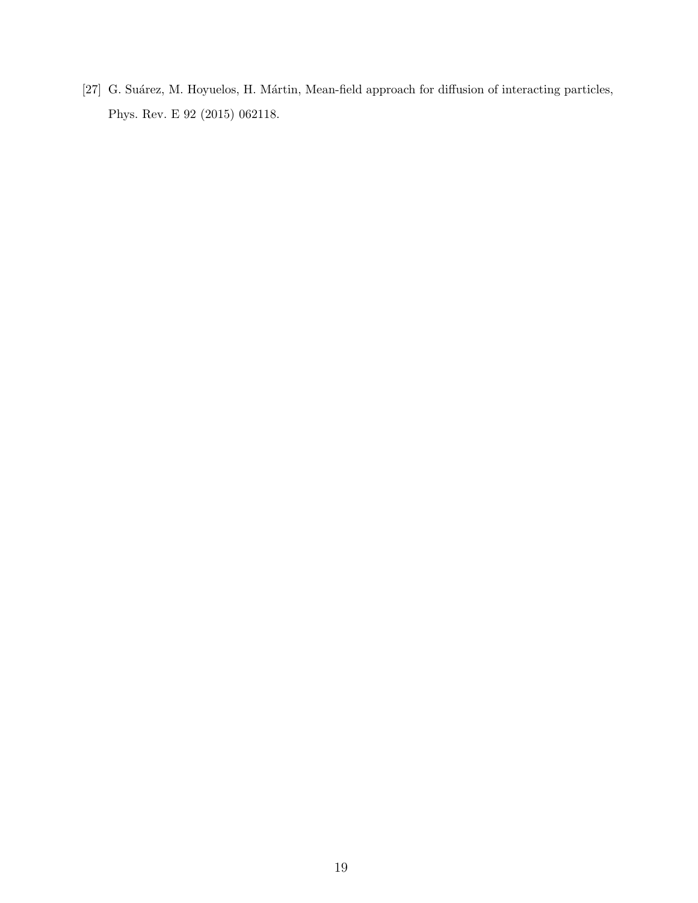[27] G. Suárez, M. Hoyuelos, H. Mártin, Mean-field approach for diffusion of interacting particles, Phys. Rev. E 92 (2015) 062118.